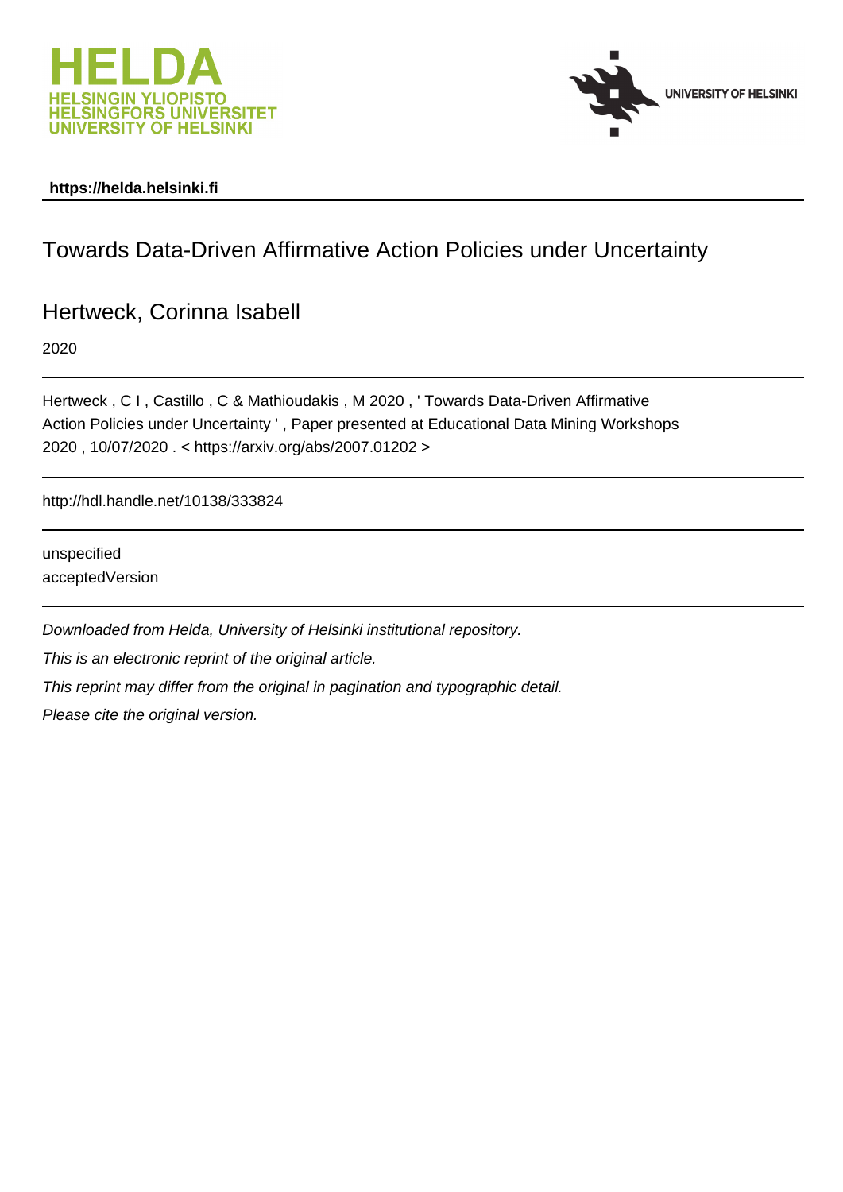**https://helda.helsinki.fi**

# Towards Data-Driven Affirmative Action Policies under Uncertainty

## Hertweck, Corinna Isabell

2020

Hertweck , C I , Castillo , C & Mathioudakis , M 2020 , ' Towards Data-Driven Affirmative Action Policies under Uncertainty ' , Paper presented at Educational Data Mining Workshops 2020 , 10/07/2020 . < https://arxiv.org/abs/2007.01202 >

http://hdl.handle.net/10138/333824

unspecified
acceptedVersion

*Downloaded from Helda, University of Helsinki institutional repository.*

*This is an electronic reprint of the original article.*

*This reprint may differ from the original in pagination and typographic detail.*

*Please cite the original version.*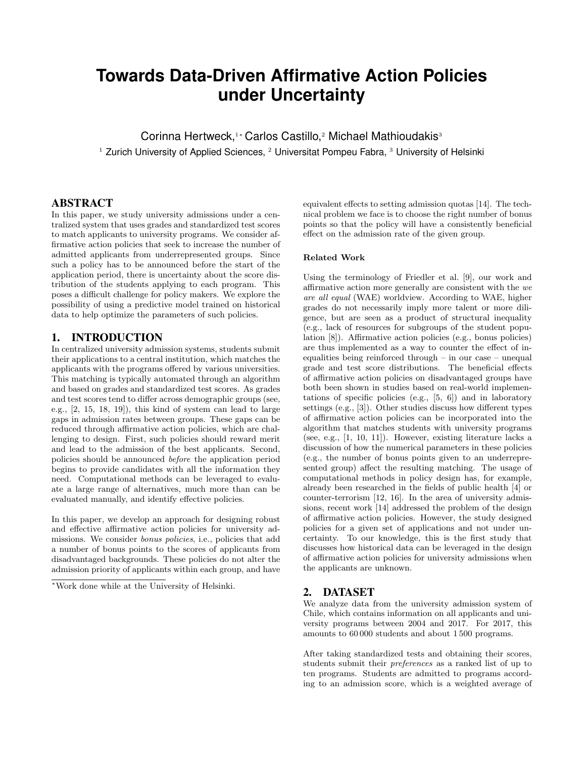# Towards Data-Driven Affirmative Action Policies under Uncertainty

Corinna Hertweck,[1*] Carlos Castillo,[2] Michael Mathioudakis[3]

[1] Zurich University of Applied Sciences, [2] Universitat Pompeu Fabra, [3] University of Helsinki

## ABSTRACT

In this paper, we study university admissions under a centralized system that uses grades and standardized test scores to match applicants to university programs. We consider affirmative action policies that seek to increase the number of admitted applicants from underrepresented groups. Since such a policy has to be announced before the start of the application period, there is uncertainty about the score distribution of the students applying to each program. This poses a difficult challenge for policy makers. We explore the possibility of using a predictive model trained on historical data to help optimize the parameters of such policies.

## 1. INTRODUCTION

In centralized university admission systems, students submit their applications to a central institution, which matches the applicants with the programs offered by various universities. This matching is typically automated through an algorithm and based on grades and standardized test scores. As grades and test scores tend to differ across demographic groups (see, e.g., [2, 15, 18, 19]), this kind of system can lead to large gaps in admission rates between groups. These gaps can be reduced through affirmative action policies, which are challenging to design. First, such policies should reward merit and lead to the admission of the best applicants. Second, policies should be announced *before* the application period begins to provide candidates with all the information they need. Computational methods can be leveraged to evaluate a large range of alternatives, much more than can be evaluated manually, and identify effective policies.

In this paper, we develop an approach for designing robust and effective affirmative action policies for university admissions. We consider *bonus policies*, i.e., policies that add a number of bonus points to the scores of applicants from disadvantaged backgrounds. These policies do not alter the admission priority of applicants within each group, and have equivalent effects to setting admission quotas [14]. The technical problem we face is to choose the right number of bonus points so that the policy will have a consistently beneficial effect on the admission rate of the given group.

#### Related Work

Using the terminology of Friedler et al. [9], our work and affirmative action more generally are consistent with the *we are all equal* (WAE) worldview. According to WAE, higher grades do not necessarily imply more talent or more diligence, but are seen as a product of structural inequality (e.g., lack of resources for subgroups of the student population [8]). Affirmative action policies (e.g., bonus policies) are thus implemented as a way to counter the effect of inequalities being reinforced through – in our case – unequal grade and test score distributions. The beneficial effects of affirmative action policies on disadvantaged groups have both been shown in studies based on real-world implementations of specific policies (e.g., [5, 6]) and in laboratory settings (e.g., [3]). Other studies discuss how different types of affirmative action policies can be incorporated into the algorithm that matches students with university programs (see, e.g., [1, 10, 11]). However, existing literature lacks a discussion of how the numerical parameters in these policies (e.g., the number of bonus points given to an underrepresented group) affect the resulting matching. The usage of computational methods in policy design has, for example, already been researched in the fields of public health [4] or counter-terrorism [12, 16]. In the area of university admissions, recent work [14] addressed the problem of the design of affirmative action policies. However, the study designed policies for a given set of applications and not under uncertainty. To our knowledge, this is the first study that discusses how historical data can be leveraged in the design of affirmative action policies for university admissions when the applicants are unknown.

## 2. DATASET

We analyze data from the university admission system of Chile, which contains information on all applicants and university programs between 2004 and 2017. For 2017, this amounts to 60 000 students and about 1 500 programs.

After taking standardized tests and obtaining their scores, students submit their *preferences* as a ranked list of up to ten programs. Students are admitted to programs according to an admission score, which is a weighted average of

[*] Work done while at the University of Helsinki.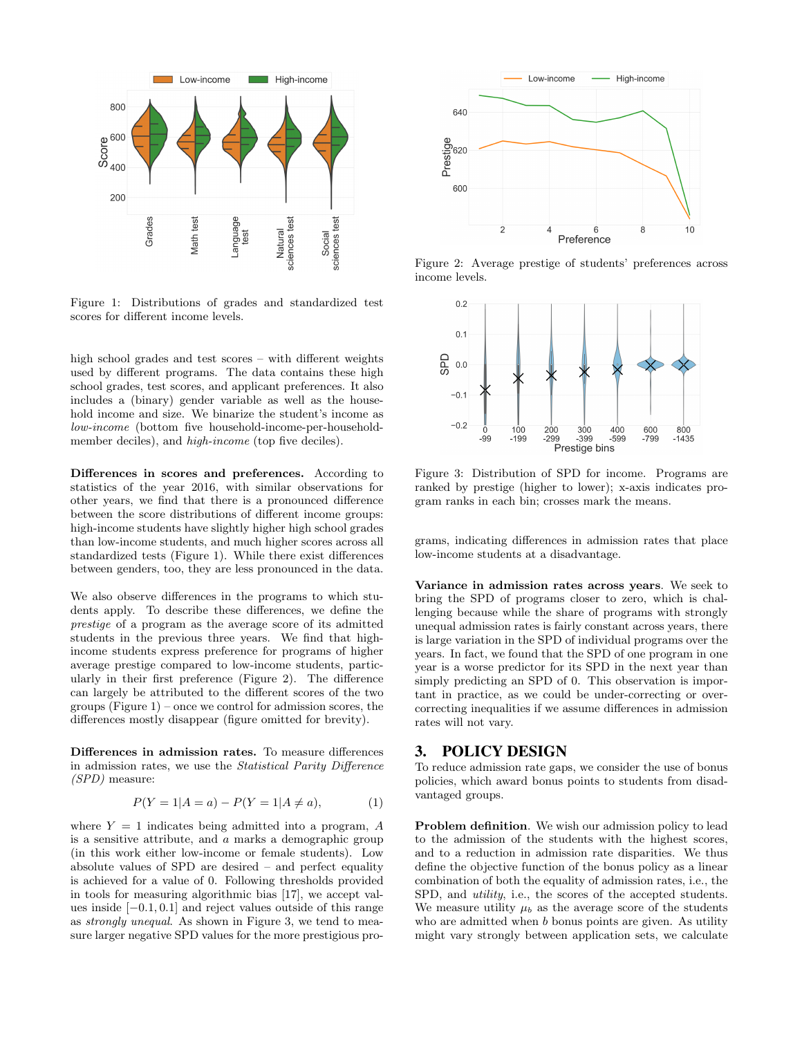Figure 1: Distributions of grades and standardized test scores for different income levels.

high school grades and test scores – with different weights used by different programs. The data contains these high school grades, test scores, and applicant preferences. It also includes a (binary) gender variable as well as the household income and size. We binarize the student's income as *low-income* (bottom five household-income-per-household-member deciles), and *high-income* (top five deciles).

**Differences in scores and preferences.** According to statistics of the year 2016, with similar observations for other years, we find that there is a pronounced difference between the score distributions of different income groups: high-income students have slightly higher high school grades than low-income students, and much higher scores across all standardized tests (Figure 1). While there exist differences between genders, too, they are less pronounced in the data.

We also observe differences in the programs to which students apply. To describe these differences, we define the *prestige* of a program as the average score of its admitted students in the previous three years. We find that high-income students express preference for programs of higher average prestige compared to low-income students, particularly in their first preference (Figure 2). The difference can largely be attributed to the different scores of the two groups (Figure 1) – once we control for admission scores, the differences mostly disappear (figure omitted for brevity).

**Differences in admission rates.** To measure differences in admission rates, we use the *Statistical Parity Difference (SPD)* measure:

$$P(Y = 1|A = a) - P(Y = 1|A \neq a), \quad (1)$$

where $Y = 1$ indicates being admitted into a program, $A$ is a sensitive attribute, and $a$ marks a demographic group (in this work either low-income or female students). Low absolute values of SPD are desired – and perfect equality is achieved for a value of 0. Following thresholds provided in tools for measuring algorithmic bias [17], we accept values inside $[-0.1, 0.1]$ and reject values outside of this range as *strongly unequal*. As shown in Figure 3, we tend to measure larger negative SPD values for the more prestigious programs, indicating differences in admission rates that place low-income students at a disadvantage.

Figure 2: Average prestige of students' preferences across income levels.

Figure 3: Distribution of SPD for income. Programs are ranked by prestige (higher to lower); x-axis indicates program ranks in each bin; crosses mark the means.

**Variance in admission rates across years**. We seek to bring the SPD of programs closer to zero, which is challenging because while the share of programs with strongly unequal admission rates is fairly constant across years, there is large variation in the SPD of individual programs over the years. In fact, we found that the SPD of one program in one year is a worse predictor for its SPD in the next year than simply predicting an SPD of 0. This observation is important in practice, as we could be under-correcting or over-correcting inequalities if we assume differences in admission rates will not vary.

## 3. POLICY DESIGN

To reduce admission rate gaps, we consider the use of bonus policies, which award bonus points to students from disadvantaged groups.

**Problem definition**. We wish our admission policy to lead to the admission of the students with the highest scores, and to a reduction in admission rate disparities. We thus define the objective function of the bonus policy as a linear combination of both the equality of admission rates, i.e., the SPD, and *utility*, i.e., the scores of the accepted students. We measure utility $\mu_b$ as the average score of the students who are admitted when $b$ bonus points are given. As utility might vary strongly between application sets, we calculate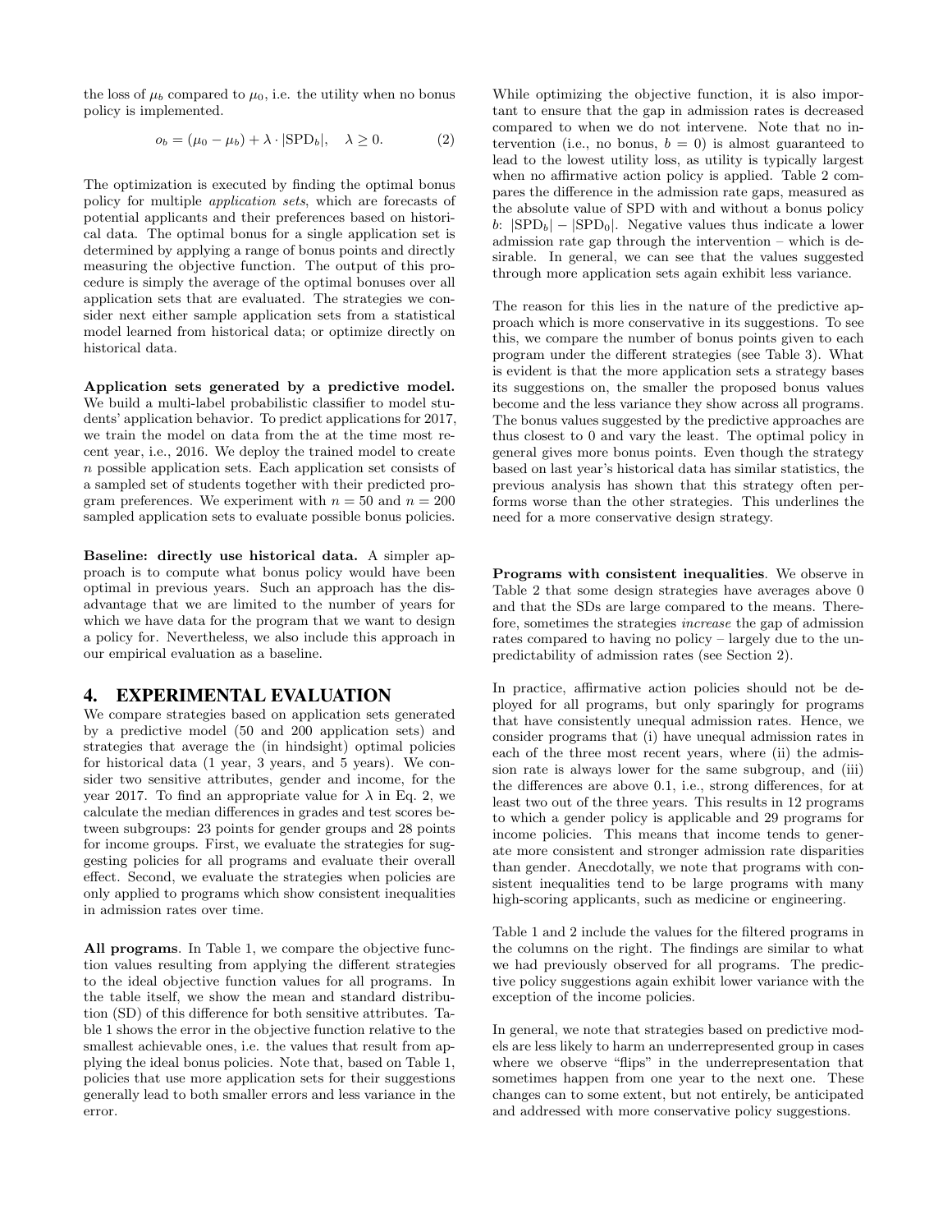the loss of $\mu_b$ compared to $\mu_0$, i.e. the utility when no bonus policy is implemented.

$$o_b = (\mu_0 - \mu_b) + \lambda \cdot |\text{SPD}_b|, \quad \lambda \geq 0. \tag{2}$$

The optimization is executed by finding the optimal bonus policy for multiple *application sets*, which are forecasts of potential applicants and their preferences based on historical data. The optimal bonus for a single application set is determined by applying a range of bonus points and directly measuring the objective function. The output of this procedure is simply the average of the optimal bonuses over all application sets that are evaluated. The strategies we consider next either sample application sets from a statistical model learned from historical data; or optimize directly on historical data.

**Application sets generated by a predictive model.** We build a multi-label probabilistic classifier to model students' application behavior. To predict applications for 2017, we train the model on data from the at the time most recent year, i.e., 2016. We deploy the trained model to create $n$ possible application sets. Each application set consists of a sampled set of students together with their predicted program preferences. We experiment with $n = 50$ and $n = 200$ sampled application sets to evaluate possible bonus policies.

**Baseline: directly use historical data.** A simpler approach is to compute what bonus policy would have been optimal in previous years. Such an approach has the disadvantage that we are limited to the number of years for which we have data for the program that we want to design a policy for. Nevertheless, we also include this approach in our empirical evaluation as a baseline.

# 4. EXPERIMENTAL EVALUATION

We compare strategies based on application sets generated by a predictive model (50 and 200 application sets) and strategies that average the (in hindsight) optimal policies for historical data (1 year, 3 years, and 5 years). We consider two sensitive attributes, gender and income, for the year 2017. To find an appropriate value for $\lambda$ in Eq. 2, we calculate the median differences in grades and test scores between subgroups: 23 points for gender groups and 28 points for income groups. First, we evaluate the strategies for suggesting policies for all programs and evaluate their overall effect. Second, we evaluate the strategies when policies are only applied to programs which show consistent inequalities in admission rates over time.

**All programs**. In Table 1, we compare the objective function values resulting from applying the different strategies to the ideal objective function values for all programs. In the table itself, we show the mean and standard distribution (SD) of this difference for both sensitive attributes. Table 1 shows the error in the objective function relative to the smallest achievable ones, i.e. the values that result from applying the ideal bonus policies. Note that, based on Table 1, policies that use more application sets for their suggestions generally lead to both smaller errors and less variance in the error.

While optimizing the objective function, it is also important to ensure that the gap in admission rates is decreased compared to when we do not intervene. Note that no intervention (i.e., no bonus, $b = 0$) is almost guaranteed to lead to the lowest utility loss, as utility is typically largest when no affirmative action policy is applied. Table 2 compares the difference in the admission rate gaps, measured as the absolute value of SPD with and without a bonus policy $b$: $|\text{SPD}_b| - |\text{SPD}_0|$. Negative values thus indicate a lower admission rate gap through the intervention – which is desirable. In general, we can see that the values suggested through more application sets again exhibit less variance.

The reason for this lies in the nature of the predictive approach which is more conservative in its suggestions. To see this, we compare the number of bonus points given to each program under the different strategies (see Table 3). What is evident is that the more application sets a strategy bases its suggestions on, the smaller the proposed bonus values become and the less variance they show across all programs. The bonus values suggested by the predictive approaches are thus closest to 0 and vary the least. The optimal policy in general gives more bonus points. Even though the strategy based on last year's historical data has similar statistics, the previous analysis has shown that this strategy often performs worse than the other strategies. This underlines the need for a more conservative design strategy.

**Programs with consistent inequalities**. We observe in Table 2 that some design strategies have averages above 0 and that the SDs are large compared to the means. Therefore, sometimes the strategies *increase* the gap of admission rates compared to having no policy – largely due to the unpredictability of admission rates (see Section 2).

In practice, affirmative action policies should not be deployed for all programs, but only sparingly for programs that have consistently unequal admission rates. Hence, we consider programs that (i) have unequal admission rates in each of the three most recent years, where (ii) the admission rate is always lower for the same subgroup, and (iii) the differences are above 0.1, i.e., strong differences, for at least two out of the three years. This results in 12 programs to which a gender policy is applicable and 29 programs for income policies. This means that income tends to generate more consistent and stronger admission rate disparities than gender. Anecdotally, we note that programs with consistent inequalities tend to be large programs with many high-scoring applicants, such as medicine or engineering.

Table 1 and 2 include the values for the filtered programs in the columns on the right. The findings are similar to what we had previously observed for all programs. The predictive policy suggestions again exhibit lower variance with the exception of the income policies.

In general, we note that strategies based on predictive models are less likely to harm an underrepresented group in cases where we observe "flips" in the underrepresentation that sometimes happen from one year to the next one. These changes can to some extent, but not entirely, be anticipated and addressed with more conservative policy suggestions.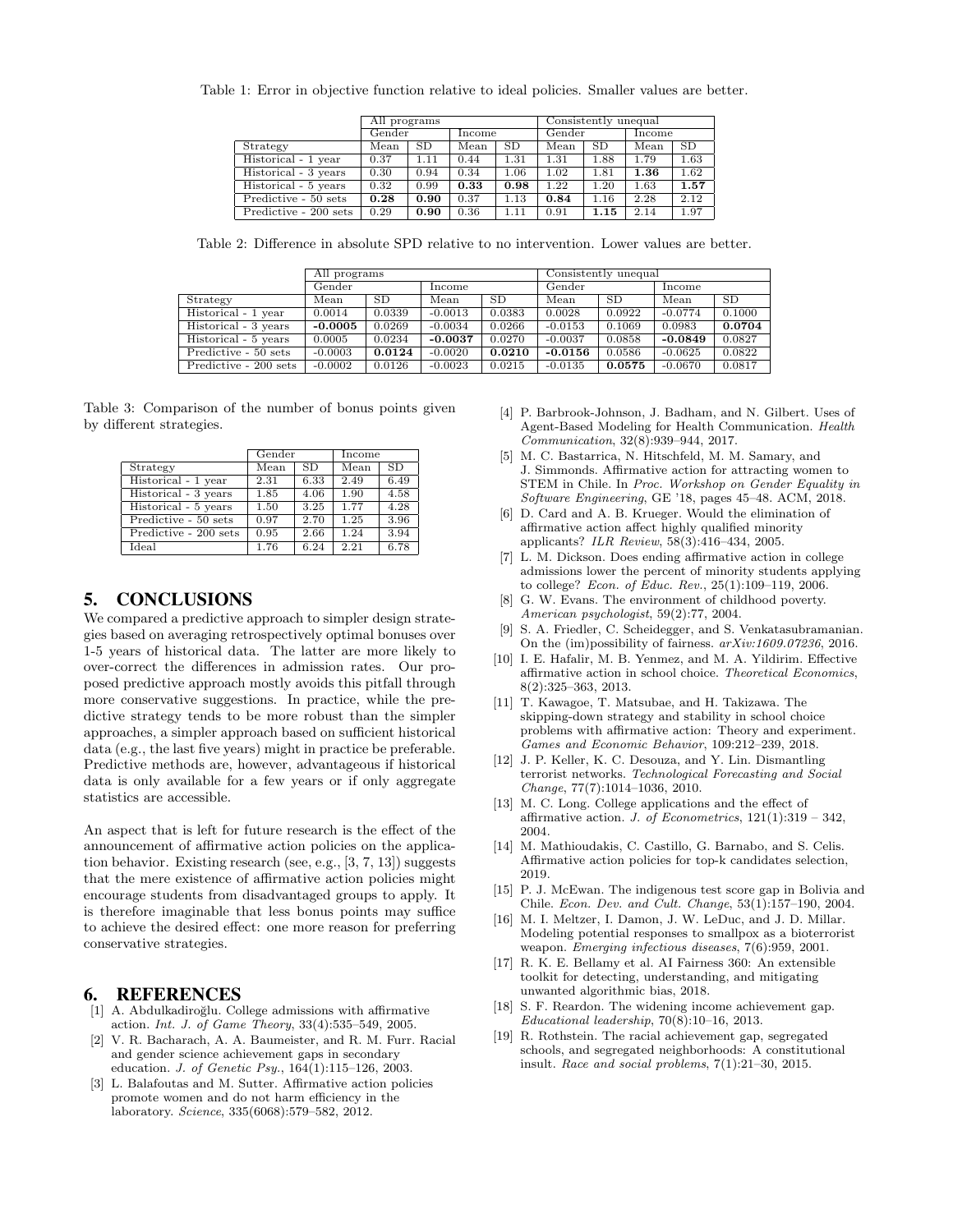Table 1: Error in objective function relative to ideal policies. Smaller values are better.

| | All programs | | | | Consistently unequal | | | |
|---|---|---|---|---|---|---|---|---|
| | Gender | | Income | | Gender | | Income | |
| Strategy | Mean | SD | Mean | SD | Mean | SD | Mean | SD |
| Historical - 1 year | 0.37 | 1.11 | 0.44 | 1.31 | 1.31 | 1.88 | 1.79 | 1.63 |
| Historical - 3 years | 0.30 | 0.94 | 0.34 | 1.06 | 1.02 | 1.81 | **1.36** | 1.62 |
| Historical - 5 years | 0.32 | 0.99 | **0.33** | **0.98** | 1.22 | 1.20 | 1.63 | **1.57** |
| Predictive - 50 sets | **0.28** | **0.90** | 0.37 | 1.13 | **0.84** | 1.16 | 2.28 | 2.12 |
| Predictive - 200 sets | 0.29 | **0.90** | 0.36 | 1.11 | 0.91 | **1.15** | 2.14 | 1.97 |

Table 2: Difference in absolute SPD relative to no intervention. Lower values are better.

| | All programs | | | | Consistently unequal | | | |
|---|---|---|---|---|---|---|---|---|
| | Gender | | Income | | Gender | | Income | |
| Strategy | Mean | SD | Mean | SD | Mean | SD | Mean | SD |
| Historical - 1 year | 0.0014 | 0.0339 | -0.0013 | 0.0383 | 0.0028 | 0.0922 | -0.0774 | 0.1000 |
| Historical - 3 years | **-0.0005** | 0.0269 | -0.0034 | 0.0266 | -0.0153 | 0.1069 | 0.0983 | **0.0704** |
| Historical - 5 years | 0.0005 | 0.0234 | **-0.0037** | 0.0270 | -0.0037 | 0.0858 | **-0.0849** | 0.0827 |
| Predictive - 50 sets | -0.0003 | **0.0124** | -0.0020 | **0.0210** | **-0.0156** | 0.0586 | -0.0625 | 0.0822 |
| Predictive - 200 sets | -0.0002 | 0.0126 | -0.0023 | 0.0215 | -0.0135 | **0.0575** | -0.0670 | 0.0817 |

Table 3: Comparison of the number of bonus points given by different strategies.

| | Gender | | Income | |
|---|---|---|---|---|
| Strategy | Mean | SD | Mean | SD |
| Historical - 1 year | 2.31 | 6.33 | 2.49 | 6.49 |
| Historical - 3 years | 1.85 | 4.06 | 1.90 | 4.58 |
| Historical - 5 years | 1.50 | 3.25 | 1.77 | 4.28 |
| Predictive - 50 sets | 0.97 | 2.70 | 1.25 | 3.96 |
| Predictive - 200 sets | 0.95 | 2.66 | 1.24 | 3.94 |
| Ideal | 1.76 | 6.24 | 2.21 | 6.78 |

## 5. CONCLUSIONS

We compared a predictive approach to simpler design strategies based on averaging retrospectively optimal bonuses over 1-5 years of historical data. The latter are more likely to over-correct the differences in admission rates. Our proposed predictive approach mostly avoids this pitfall through more conservative suggestions. In practice, while the predictive strategy tends to be more robust than the simpler approaches, a simpler approach based on sufficient historical data (e.g., the last five years) might in practice be preferable. Predictive methods are, however, advantageous if historical data is only available for a few years or if only aggregate statistics are accessible.

An aspect that is left for future research is the effect of the announcement of affirmative action policies on the application behavior. Existing research (see, e.g., [3, 7, 13]) suggests that the mere existence of affirmative action policies might encourage students from disadvantaged groups to apply. It is therefore imaginable that less bonus points may suffice to achieve the desired effect: one more reason for preferring conservative strategies.

## 6. REFERENCES

[1] A. Abdulkadiroğlu. College admissions with affirmative action. *Int. J. of Game Theory*, 33(4):535–549, 2005.

[2] V. R. Bacharach, A. A. Baumeister, and R. M. Furr. Racial and gender science achievement gaps in secondary education. *J. of Genetic Psy.*, 164(1):115–126, 2003.

[3] L. Balafoutas and M. Sutter. Affirmative action policies promote women and do not harm efficiency in the laboratory. *Science*, 335(6068):579–582, 2012.

[4] P. Barbrook-Johnson, J. Badham, and N. Gilbert. Uses of Agent-Based Modeling for Health Communication. *Health Communication*, 32(8):939–944, 2017.

[5] M. C. Bastarrica, N. Hitschfeld, M. M. Samary, and J. Simmonds. Affirmative action for attracting women to STEM in Chile. In *Proc. Workshop on Gender Equality in Software Engineering*, GE '18, pages 45–48. ACM, 2018.

[6] D. Card and A. B. Krueger. Would the elimination of affirmative action affect highly qualified minority applicants? *ILR Review*, 58(3):416–434, 2005.

[7] L. M. Dickson. Does ending affirmative action in college admissions lower the percent of minority students applying to college? *Econ. of Educ. Rev.*, 25(1):109–119, 2006.

[8] G. W. Evans. The environment of childhood poverty. *American psychologist*, 59(2):77, 2004.

[9] S. A. Friedler, C. Scheidegger, and S. Venkatasubramanian. On the (im)possibility of fairness. *arXiv:1609.07236*, 2016.

[10] I. E. Hafalir, M. B. Yenmez, and M. A. Yildirim. Effective affirmative action in school choice. *Theoretical Economics*, 8(2):325–363, 2013.

[11] T. Kawagoe, T. Matsubae, and H. Takizawa. The skipping-down strategy and stability in school choice problems with affirmative action: Theory and experiment. *Games and Economic Behavior*, 109:212–239, 2018.

[12] J. P. Keller, K. C. Desouza, and Y. Lin. Dismantling terrorist networks. *Technological Forecasting and Social Change*, 77(7):1014–1036, 2010.

[13] M. C. Long. College applications and the effect of affirmative action. *J. of Econometrics*, 121(1):319 – 342, 2004.

[14] M. Mathioudakis, C. Castillo, G. Barnabo, and S. Celis. Affirmative action policies for top-k candidates selection, 2019.

[15] P. J. McEwan. The indigenous test score gap in Bolivia and Chile. *Econ. Dev. and Cult. Change*, 53(1):157–190, 2004.

[16] M. I. Meltzer, I. Damon, J. W. LeDuc, and J. D. Millar. Modeling potential responses to smallpox as a bioterrorist weapon. *Emerging infectious diseases*, 7(6):959, 2001.

[17] R. K. E. Bellamy et al. AI Fairness 360: An extensible toolkit for detecting, understanding, and mitigating unwanted algorithmic bias, 2018.

[18] S. F. Reardon. The widening income achievement gap. *Educational leadership*, 70(8):10–16, 2013.

[19] R. Rothstein. The racial achievement gap, segregated schools, and segregated neighborhoods: A constitutional insult. *Race and social problems*, 7(1):21–30, 2015.